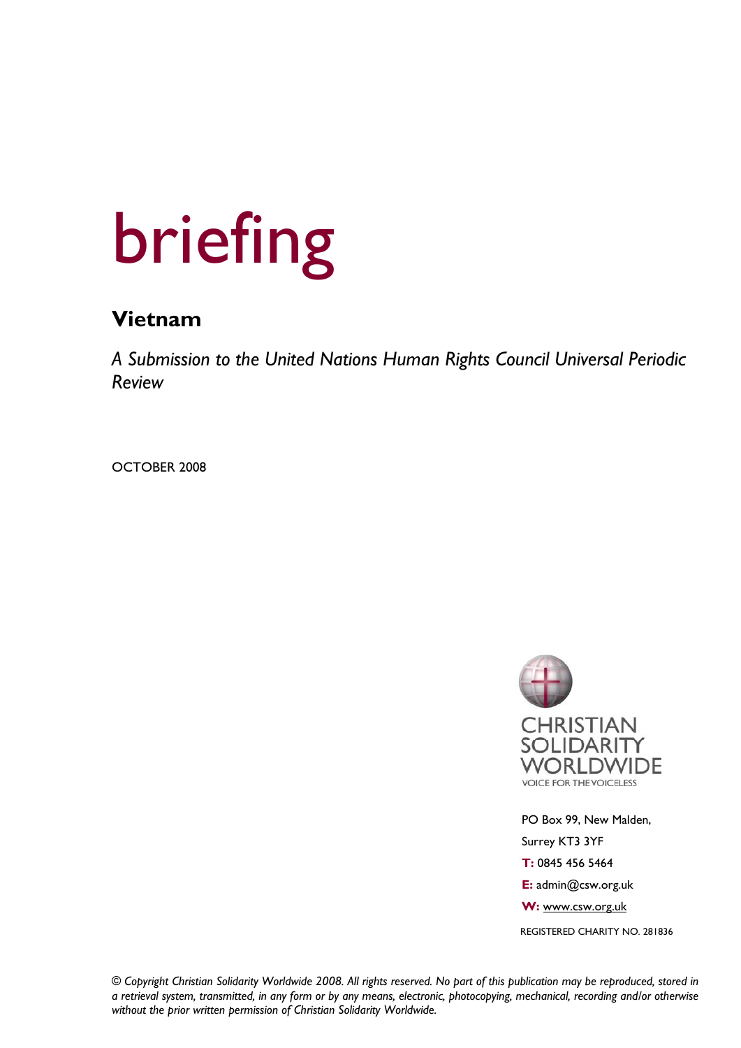# briefing

## Vietnam

*A Submission to the United Nations Human Rights Council Universal Periodic Review*

OCTOBER 2008

CHRISTIAN SOLIDARITY WORLDWIDE

VOICE FOR THE VOICELESS

PO Box 99, New Malden,

Surrey KT3 3YF

**T:** 0845 456 5464

**E:** admin@csw.org.uk

**W:** www.csw.org.uk

REGISTERED CHARITY NO. 281836

*© Copyright Christian Solidarity Worldwide 2008. All rights reserved. No part of this publication may be reproduced, stored in a retrieval system, transmitted, in any form or by any means, electronic, photocopying, mechanical, recording and/or otherwise without the prior written permission of Christian Solidarity Worldwide.*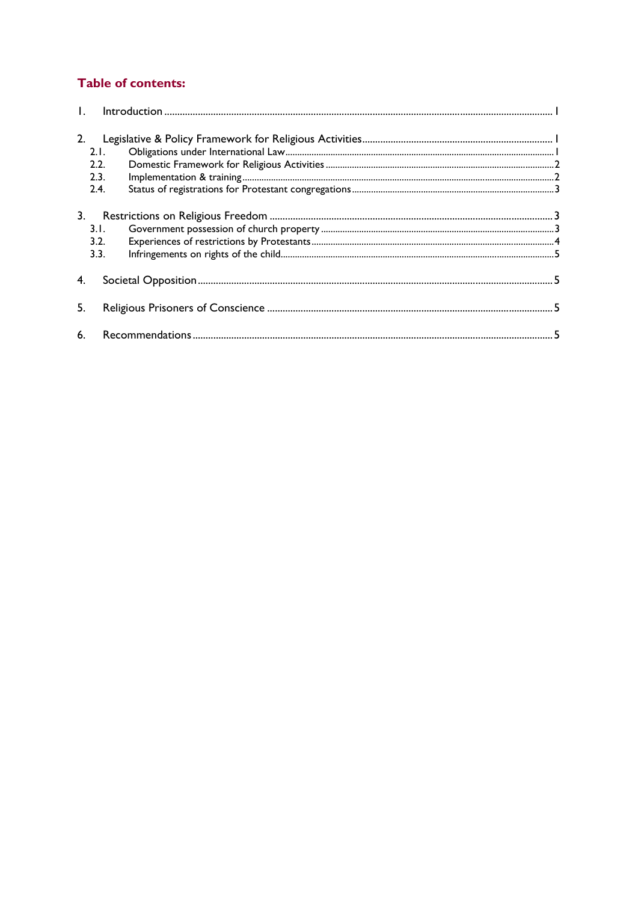## Table of contents:

1. Introduction ..... 1
2. Legislative & Policy Framework for Religious Activities ..... 1
   - 2.1. Obligations under International Law ..... 1
   - 2.2. Domestic Framework for Religious Activities ..... 2
   - 2.3. Implementation & training ..... 2
   - 2.4. Status of registrations for Protestant congregations ..... 3
3. Restrictions on Religious Freedom ..... 3
   - 3.1. Government possession of church property ..... 3
   - 3.2. Experiences of restrictions by Protestants ..... 4
   - 3.3. Infringements on rights of the child ..... 5
4. Societal Opposition ..... 5
5. Religious Prisoners of Conscience ..... 5
6. Recommendations ..... 5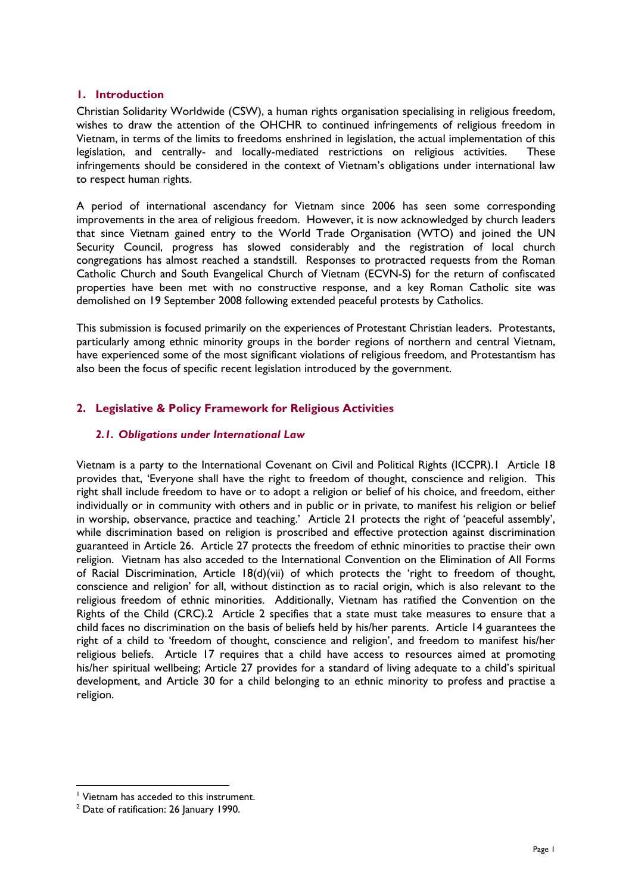## 1. Introduction

Christian Solidarity Worldwide (CSW), a human rights organisation specialising in religious freedom, wishes to draw the attention of the OHCHR to continued infringements of religious freedom in Vietnam, in terms of the limits to freedoms enshrined in legislation, the actual implementation of this legislation, and centrally- and locally-mediated restrictions on religious activities. These infringements should be considered in the context of Vietnam's obligations under international law to respect human rights.

A period of international ascendancy for Vietnam since 2006 has seen some corresponding improvements in the area of religious freedom. However, it is now acknowledged by church leaders that since Vietnam gained entry to the World Trade Organisation (WTO) and joined the UN Security Council, progress has slowed considerably and the registration of local church congregations has almost reached a standstill. Responses to protracted requests from the Roman Catholic Church and South Evangelical Church of Vietnam (ECVN-S) for the return of confiscated properties have been met with no constructive response, and a key Roman Catholic site was demolished on 19 September 2008 following extended peaceful protests by Catholics.

This submission is focused primarily on the experiences of Protestant Christian leaders. Protestants, particularly among ethnic minority groups in the border regions of northern and central Vietnam, have experienced some of the most significant violations of religious freedom, and Protestantism has also been the focus of specific recent legislation introduced by the government.

## 2. Legislative & Policy Framework for Religious Activities

### *2.1. Obligations under International Law*

Vietnam is a party to the International Covenant on Civil and Political Rights (ICCPR).[1] Article 18 provides that, 'Everyone shall have the right to freedom of thought, conscience and religion. This right shall include freedom to have or to adopt a religion or belief of his choice, and freedom, either individually or in community with others and in public or in private, to manifest his religion or belief in worship, observance, practice and teaching.' Article 21 protects the right of 'peaceful assembly', while discrimination based on religion is proscribed and effective protection against discrimination guaranteed in Article 26. Article 27 protects the freedom of ethnic minorities to practise their own religion. Vietnam has also acceded to the International Convention on the Elimination of All Forms of Racial Discrimination, Article 18(d)(vii) of which protects the 'right to freedom of thought, conscience and religion' for all, without distinction as to racial origin, which is also relevant to the religious freedom of ethnic minorities. Additionally, Vietnam has ratified the Convention on the Rights of the Child (CRC).[2] Article 2 specifies that a state must take measures to ensure that a child faces no discrimination on the basis of beliefs held by his/her parents. Article 14 guarantees the right of a child to 'freedom of thought, conscience and religion', and freedom to manifest his/her religious beliefs. Article 17 requires that a child have access to resources aimed at promoting his/her spiritual wellbeing; Article 27 provides for a standard of living adequate to a child's spiritual development, and Article 30 for a child belonging to an ethnic minority to profess and practise a religion.

---

[1] Vietnam has acceded to this instrument.

[2] Date of ratification: 26 January 1990.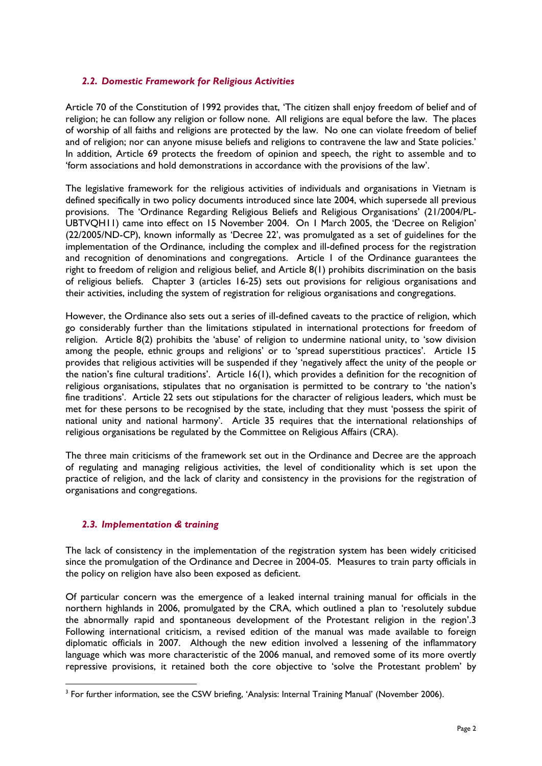### *2.2. Domestic Framework for Religious Activities*

Article 70 of the Constitution of 1992 provides that, 'The citizen shall enjoy freedom of belief and of religion; he can follow any religion or follow none. All religions are equal before the law. The places of worship of all faiths and religions are protected by the law. No one can violate freedom of belief and of religion; nor can anyone misuse beliefs and religions to contravene the law and State policies.' In addition, Article 69 protects the freedom of opinion and speech, the right to assemble and to 'form associations and hold demonstrations in accordance with the provisions of the law'.

The legislative framework for the religious activities of individuals and organisations in Vietnam is defined specifically in two policy documents introduced since late 2004, which supersede all previous provisions. The 'Ordinance Regarding Religious Beliefs and Religious Organisations' (21/2004/PL-UBTVQH11) came into effect on 15 November 2004. On 1 March 2005, the 'Decree on Religion' (22/2005/ND-CP), known informally as 'Decree 22', was promulgated as a set of guidelines for the implementation of the Ordinance, including the complex and ill-defined process for the registration and recognition of denominations and congregations. Article 1 of the Ordinance guarantees the right to freedom of religion and religious belief, and Article 8(1) prohibits discrimination on the basis of religious beliefs. Chapter 3 (articles 16-25) sets out provisions for religious organisations and their activities, including the system of registration for religious organisations and congregations.

However, the Ordinance also sets out a series of ill-defined caveats to the practice of religion, which go considerably further than the limitations stipulated in international protections for freedom of religion. Article 8(2) prohibits the 'abuse' of religion to undermine national unity, to 'sow division among the people, ethnic groups and religions' or to 'spread superstitious practices'. Article 15 provides that religious activities will be suspended if they 'negatively affect the unity of the people or the nation's fine cultural traditions'. Article 16(1), which provides a definition for the recognition of religious organisations, stipulates that no organisation is permitted to be contrary to 'the nation's fine traditions'. Article 22 sets out stipulations for the character of religious leaders, which must be met for these persons to be recognised by the state, including that they must 'possess the spirit of national unity and national harmony'. Article 35 requires that the international relationships of religious organisations be regulated by the Committee on Religious Affairs (CRA).

The three main criticisms of the framework set out in the Ordinance and Decree are the approach of regulating and managing religious activities, the level of conditionality which is set upon the practice of religion, and the lack of clarity and consistency in the provisions for the registration of organisations and congregations.

### *2.3. Implementation & training*

The lack of consistency in the implementation of the registration system has been widely criticised since the promulgation of the Ordinance and Decree in 2004-05. Measures to train party officials in the policy on religion have also been exposed as deficient.

Of particular concern was the emergence of a leaked internal training manual for officials in the northern highlands in 2006, promulgated by the CRA, which outlined a plan to 'resolutely subdue the abnormally rapid and spontaneous development of the Protestant religion in the region'.[3] Following international criticism, a revised edition of the manual was made available to foreign diplomatic officials in 2007. Although the new edition involved a lessening of the inflammatory language which was more characteristic of the 2006 manual, and removed some of its more overtly repressive provisions, it retained both the core objective to 'solve the Protestant problem' by

---

[3] For further information, see the CSW briefing, 'Analysis: Internal Training Manual' (November 2006).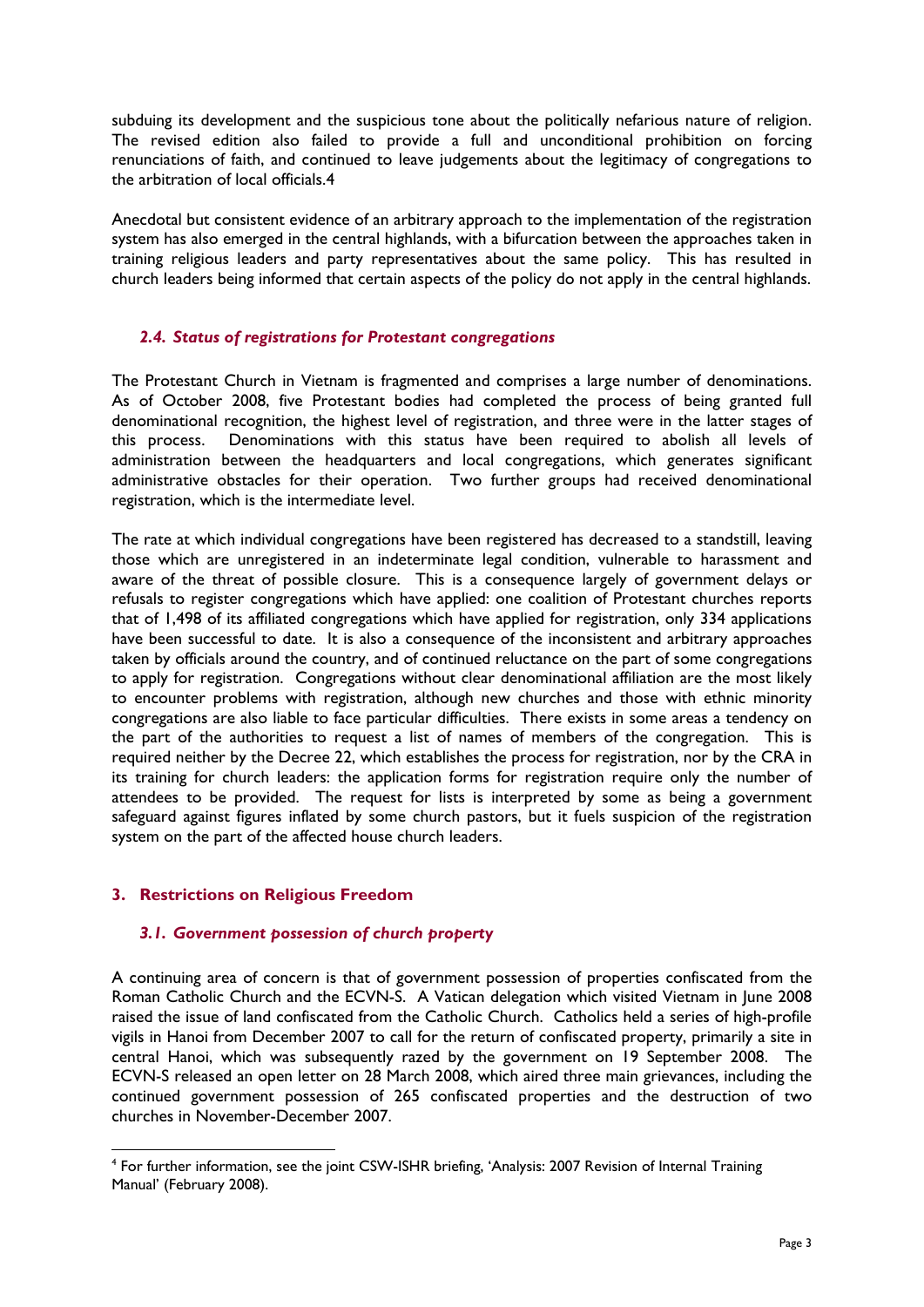subduing its development and the suspicious tone about the politically nefarious nature of religion. The revised edition also failed to provide a full and unconditional prohibition on forcing renunciations of faith, and continued to leave judgements about the legitimacy of congregations to the arbitration of local officials.4

Anecdotal but consistent evidence of an arbitrary approach to the implementation of the registration system has also emerged in the central highlands, with a bifurcation between the approaches taken in training religious leaders and party representatives about the same policy. This has resulted in church leaders being informed that certain aspects of the policy do not apply in the central highlands.

### *2.4. Status of registrations for Protestant congregations*

The Protestant Church in Vietnam is fragmented and comprises a large number of denominations. As of October 2008, five Protestant bodies had completed the process of being granted full denominational recognition, the highest level of registration, and three were in the latter stages of this process. Denominations with this status have been required to abolish all levels of administration between the headquarters and local congregations, which generates significant administrative obstacles for their operation. Two further groups had received denominational registration, which is the intermediate level.

The rate at which individual congregations have been registered has decreased to a standstill, leaving those which are unregistered in an indeterminate legal condition, vulnerable to harassment and aware of the threat of possible closure. This is a consequence largely of government delays or refusals to register congregations which have applied: one coalition of Protestant churches reports that of 1,498 of its affiliated congregations which have applied for registration, only 334 applications have been successful to date. It is also a consequence of the inconsistent and arbitrary approaches taken by officials around the country, and of continued reluctance on the part of some congregations to apply for registration. Congregations without clear denominational affiliation are the most likely to encounter problems with registration, although new churches and those with ethnic minority congregations are also liable to face particular difficulties. There exists in some areas a tendency on the part of the authorities to request a list of names of members of the congregation. This is required neither by the Decree 22, which establishes the process for registration, nor by the CRA in its training for church leaders: the application forms for registration require only the number of attendees to be provided. The request for lists is interpreted by some as being a government safeguard against figures inflated by some church pastors, but it fuels suspicion of the registration system on the part of the affected house church leaders.

## 3. Restrictions on Religious Freedom

### *3.1. Government possession of church property*

A continuing area of concern is that of government possession of properties confiscated from the Roman Catholic Church and the ECVN-S. A Vatican delegation which visited Vietnam in June 2008 raised the issue of land confiscated from the Catholic Church. Catholics held a series of high-profile vigils in Hanoi from December 2007 to call for the return of confiscated property, primarily a site in central Hanoi, which was subsequently razed by the government on 19 September 2008. The ECVN-S released an open letter on 28 March 2008, which aired three main grievances, including the continued government possession of 265 confiscated properties and the destruction of two churches in November-December 2007.

---

[4] For further information, see the joint CSW-ISHR briefing, 'Analysis: 2007 Revision of Internal Training Manual' (February 2008).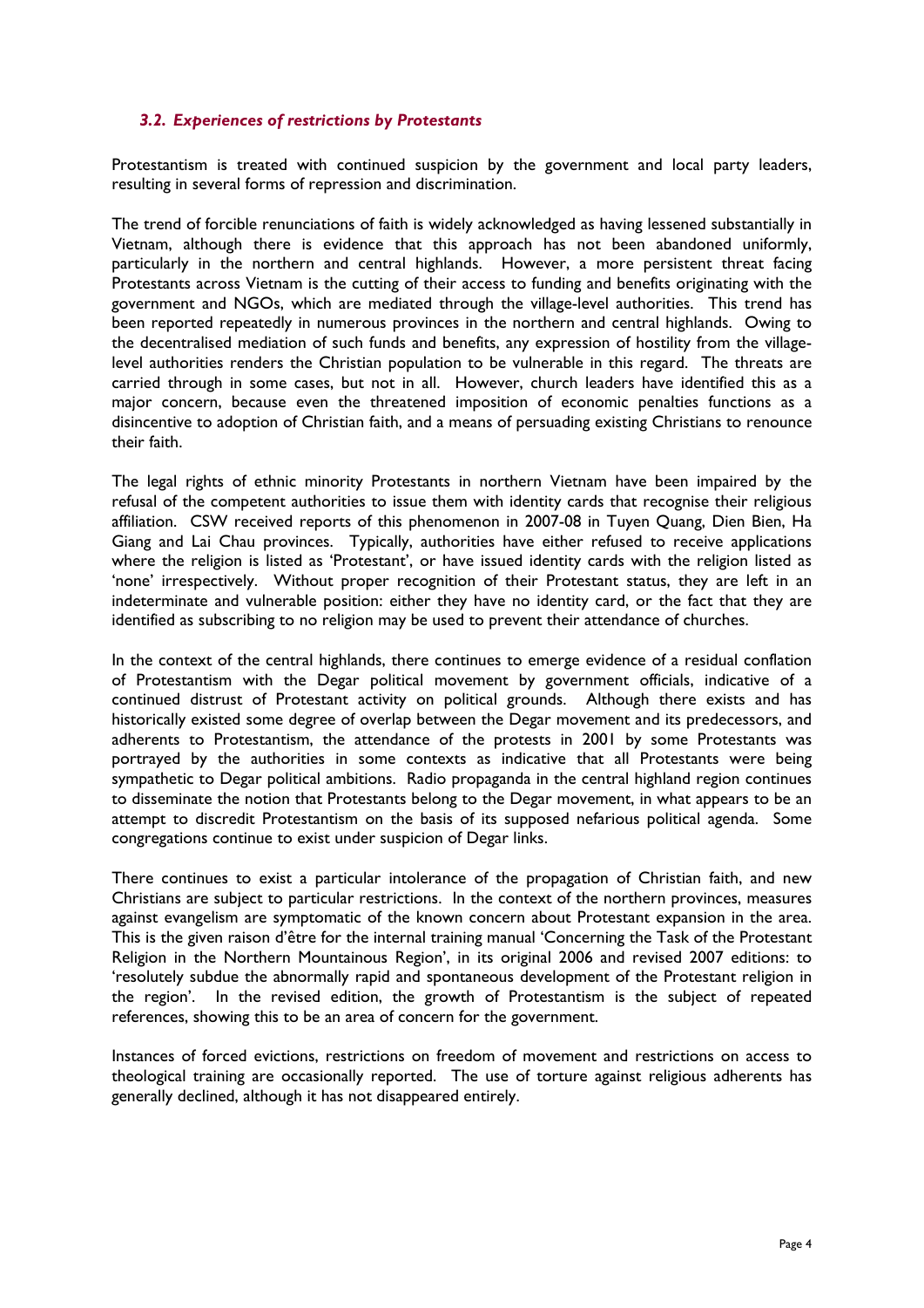### *3.2. Experiences of restrictions by Protestants*

Protestantism is treated with continued suspicion by the government and local party leaders, resulting in several forms of repression and discrimination.

The trend of forcible renunciations of faith is widely acknowledged as having lessened substantially in Vietnam, although there is evidence that this approach has not been abandoned uniformly, particularly in the northern and central highlands. However, a more persistent threat facing Protestants across Vietnam is the cutting of their access to funding and benefits originating with the government and NGOs, which are mediated through the village-level authorities. This trend has been reported repeatedly in numerous provinces in the northern and central highlands. Owing to the decentralised mediation of such funds and benefits, any expression of hostility from the village-level authorities renders the Christian population to be vulnerable in this regard. The threats are carried through in some cases, but not in all. However, church leaders have identified this as a major concern, because even the threatened imposition of economic penalties functions as a disincentive to adoption of Christian faith, and a means of persuading existing Christians to renounce their faith.

The legal rights of ethnic minority Protestants in northern Vietnam have been impaired by the refusal of the competent authorities to issue them with identity cards that recognise their religious affiliation. CSW received reports of this phenomenon in 2007-08 in Tuyen Quang, Dien Bien, Ha Giang and Lai Chau provinces. Typically, authorities have either refused to receive applications where the religion is listed as 'Protestant', or have issued identity cards with the religion listed as 'none' irrespectively. Without proper recognition of their Protestant status, they are left in an indeterminate and vulnerable position: either they have no identity card, or the fact that they are identified as subscribing to no religion may be used to prevent their attendance of churches.

In the context of the central highlands, there continues to emerge evidence of a residual conflation of Protestantism with the Degar political movement by government officials, indicative of a continued distrust of Protestant activity on political grounds. Although there exists and has historically existed some degree of overlap between the Degar movement and its predecessors, and adherents to Protestantism, the attendance of the protests in 2001 by some Protestants was portrayed by the authorities in some contexts as indicative that all Protestants were being sympathetic to Degar political ambitions. Radio propaganda in the central highland region continues to disseminate the notion that Protestants belong to the Degar movement, in what appears to be an attempt to discredit Protestantism on the basis of its supposed nefarious political agenda. Some congregations continue to exist under suspicion of Degar links.

There continues to exist a particular intolerance of the propagation of Christian faith, and new Christians are subject to particular restrictions. In the context of the northern provinces, measures against evangelism are symptomatic of the known concern about Protestant expansion in the area. This is the given raison d'être for the internal training manual 'Concerning the Task of the Protestant Religion in the Northern Mountainous Region', in its original 2006 and revised 2007 editions: to 'resolutely subdue the abnormally rapid and spontaneous development of the Protestant religion in the region'. In the revised edition, the growth of Protestantism is the subject of repeated references, showing this to be an area of concern for the government.

Instances of forced evictions, restrictions on freedom of movement and restrictions on access to theological training are occasionally reported. The use of torture against religious adherents has generally declined, although it has not disappeared entirely.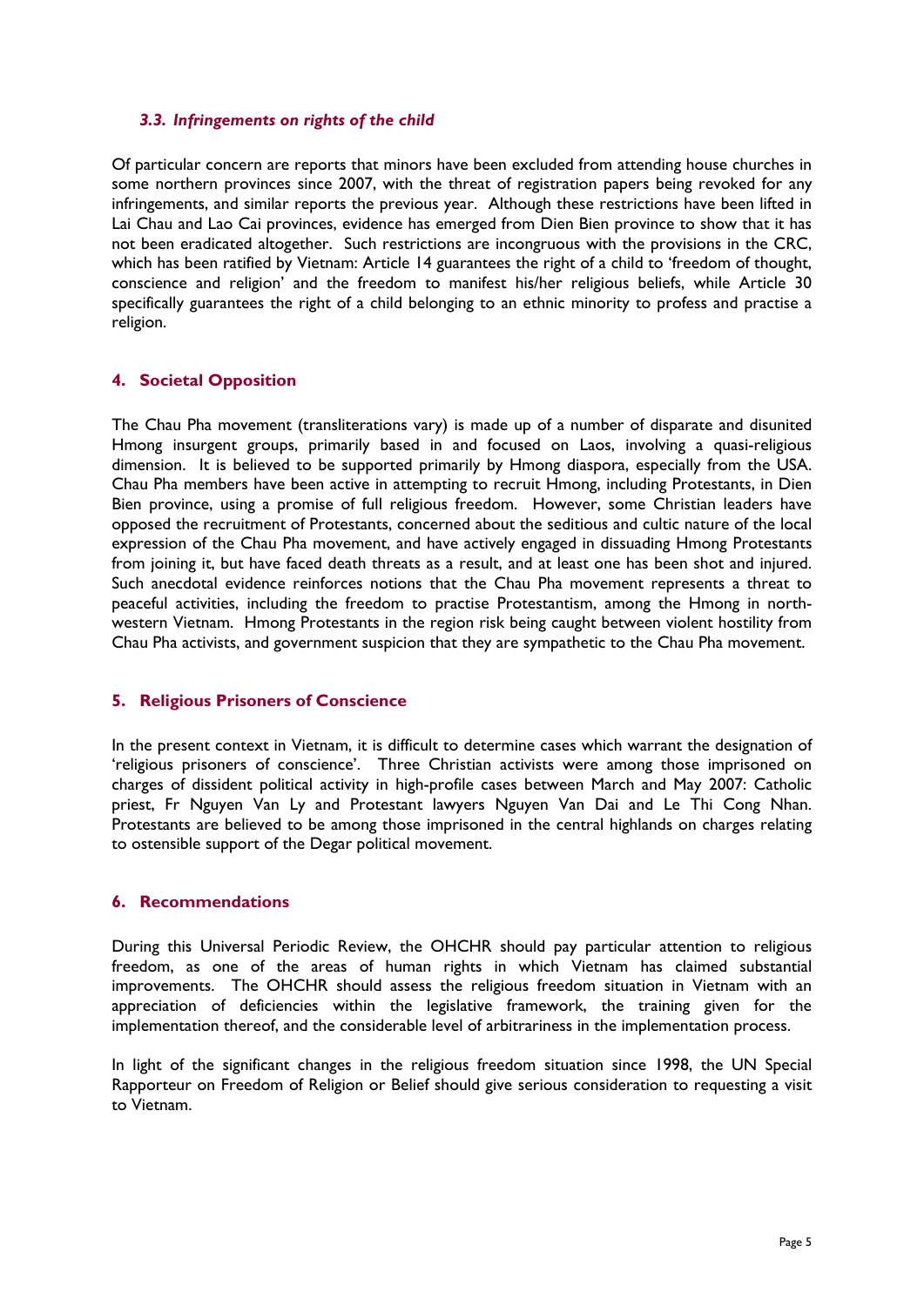### *3.3. Infringements on rights of the child*

Of particular concern are reports that minors have been excluded from attending house churches in some northern provinces since 2007, with the threat of registration papers being revoked for any infringements, and similar reports the previous year. Although these restrictions have been lifted in Lai Chau and Lao Cai provinces, evidence has emerged from Dien Bien province to show that it has not been eradicated altogether. Such restrictions are incongruous with the provisions in the CRC, which has been ratified by Vietnam: Article 14 guarantees the right of a child to 'freedom of thought, conscience and religion' and the freedom to manifest his/her religious beliefs, while Article 30 specifically guarantees the right of a child belonging to an ethnic minority to profess and practise a religion.

## 4. Societal Opposition

The Chau Pha movement (transliterations vary) is made up of a number of disparate and disunited Hmong insurgent groups, primarily based in and focused on Laos, involving a quasi-religious dimension. It is believed to be supported primarily by Hmong diaspora, especially from the USA. Chau Pha members have been active in attempting to recruit Hmong, including Protestants, in Dien Bien province, using a promise of full religious freedom. However, some Christian leaders have opposed the recruitment of Protestants, concerned about the seditious and cultic nature of the local expression of the Chau Pha movement, and have actively engaged in dissuading Hmong Protestants from joining it, but have faced death threats as a result, and at least one has been shot and injured. Such anecdotal evidence reinforces notions that the Chau Pha movement represents a threat to peaceful activities, including the freedom to practise Protestantism, among the Hmong in north-western Vietnam. Hmong Protestants in the region risk being caught between violent hostility from Chau Pha activists, and government suspicion that they are sympathetic to the Chau Pha movement.

## 5. Religious Prisoners of Conscience

In the present context in Vietnam, it is difficult to determine cases which warrant the designation of 'religious prisoners of conscience'. Three Christian activists were among those imprisoned on charges of dissident political activity in high-profile cases between March and May 2007: Catholic priest, Fr Nguyen Van Ly and Protestant lawyers Nguyen Van Dai and Le Thi Cong Nhan. Protestants are believed to be among those imprisoned in the central highlands on charges relating to ostensible support of the Degar political movement.

## 6. Recommendations

During this Universal Periodic Review, the OHCHR should pay particular attention to religious freedom, as one of the areas of human rights in which Vietnam has claimed substantial improvements. The OHCHR should assess the religious freedom situation in Vietnam with an appreciation of deficiencies within the legislative framework, the training given for the implementation thereof, and the considerable level of arbitrariness in the implementation process.

In light of the significant changes in the religious freedom situation since 1998, the UN Special Rapporteur on Freedom of Religion or Belief should give serious consideration to requesting a visit to Vietnam.